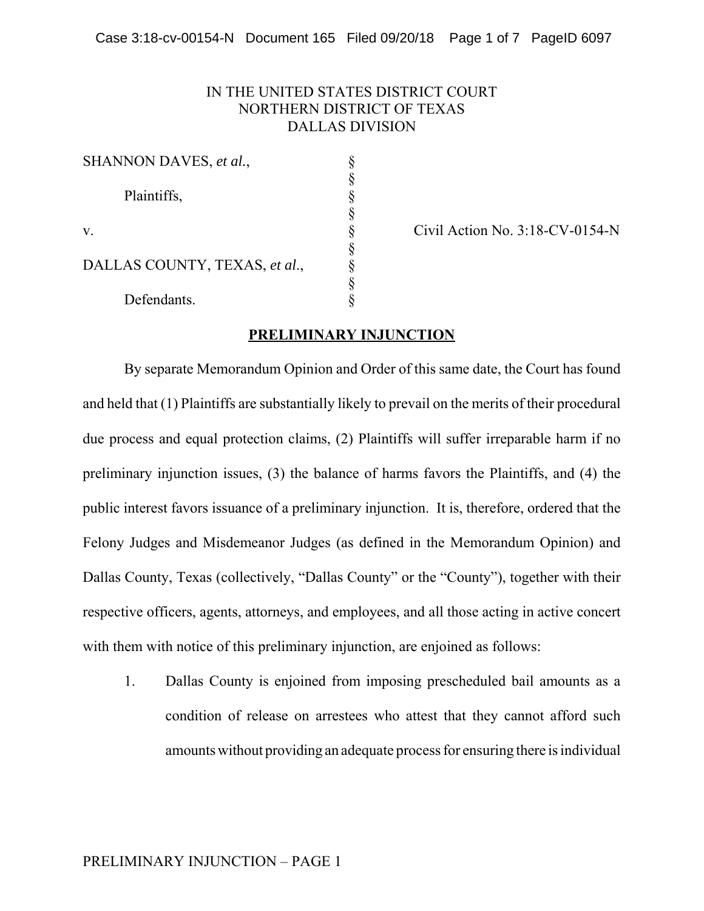IN THE UNITED STATES DISTRICT COURT
NORTHERN DISTRICT OF TEXAS
DALLAS DIVISION

| | | |
|---|---|---|
| SHANNON DAVES, *et al.*, | § | |
| | § | |
| Plaintiffs, | § | |
| | § | |
| v. | § | Civil Action No. 3:18-CV-0154-N |
| | § | |
| DALLAS COUNTY, TEXAS, *et al*., | § | |
| | § | |
| Defendants. | § | |

## PRELIMINARY INJUNCTION

By separate Memorandum Opinion and Order of this same date, the Court has found and held that (1) Plaintiffs are substantially likely to prevail on the merits of their procedural due process and equal protection claims, (2) Plaintiffs will suffer irreparable harm if no preliminary injunction issues, (3) the balance of harms favors the Plaintiffs, and (4) the public interest favors issuance of a preliminary injunction. It is, therefore, ordered that the Felony Judges and Misdemeanor Judges (as defined in the Memorandum Opinion) and Dallas County, Texas (collectively, "Dallas County" or the "County"), together with their respective officers, agents, attorneys, and employees, and all those acting in active concert with them with notice of this preliminary injunction, are enjoined as follows:

1. Dallas County is enjoined from imposing prescheduled bail amounts as a condition of release on arrestees who attest that they cannot afford such amounts without providing an adequate process for ensuring there is individual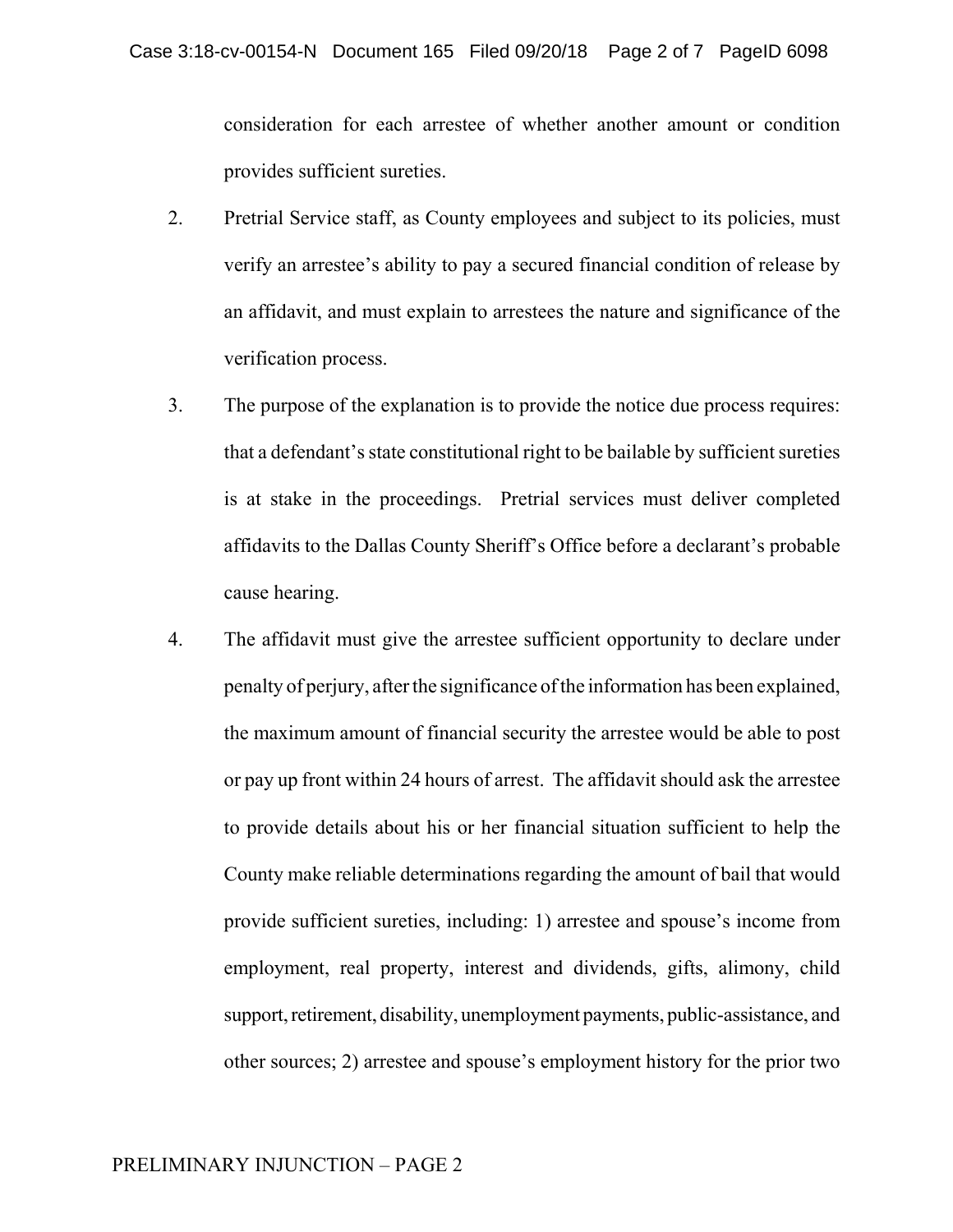consideration for each arrestee of whether another amount or condition provides sufficient sureties.

2. Pretrial Service staff, as County employees and subject to its policies, must verify an arrestee's ability to pay a secured financial condition of release by an affidavit, and must explain to arrestees the nature and significance of the verification process.

3. The purpose of the explanation is to provide the notice due process requires: that a defendant's state constitutional right to be bailable by sufficient sureties is at stake in the proceedings. Pretrial services must deliver completed affidavits to the Dallas County Sheriff's Office before a declarant's probable cause hearing.

4. The affidavit must give the arrestee sufficient opportunity to declare under penalty of perjury, after the significance of the information has been explained, the maximum amount of financial security the arrestee would be able to post or pay up front within 24 hours of arrest. The affidavit should ask the arrestee to provide details about his or her financial situation sufficient to help the County make reliable determinations regarding the amount of bail that would provide sufficient sureties, including: 1) arrestee and spouse's income from employment, real property, interest and dividends, gifts, alimony, child support, retirement, disability, unemployment payments, public-assistance, and other sources; 2) arrestee and spouse's employment history for the prior two

PRELIMINARY INJUNCTION – PAGE 2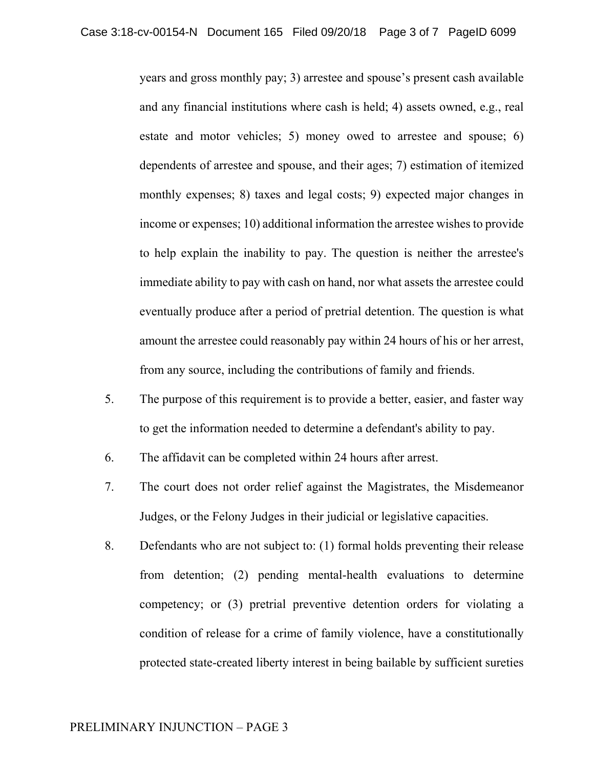years and gross monthly pay; 3) arrestee and spouse's present cash available and any financial institutions where cash is held; 4) assets owned, e.g., real estate and motor vehicles; 5) money owed to arrestee and spouse; 6) dependents of arrestee and spouse, and their ages; 7) estimation of itemized monthly expenses; 8) taxes and legal costs; 9) expected major changes in income or expenses; 10) additional information the arrestee wishes to provide to help explain the inability to pay. The question is neither the arrestee's immediate ability to pay with cash on hand, nor what assets the arrestee could eventually produce after a period of pretrial detention. The question is what amount the arrestee could reasonably pay within 24 hours of his or her arrest, from any source, including the contributions of family and friends.

5. The purpose of this requirement is to provide a better, easier, and faster way to get the information needed to determine a defendant's ability to pay.

6. The affidavit can be completed within 24 hours after arrest.

7. The court does not order relief against the Magistrates, the Misdemeanor Judges, or the Felony Judges in their judicial or legislative capacities.

8. Defendants who are not subject to: (1) formal holds preventing their release from detention; (2) pending mental-health evaluations to determine competency; or (3) pretrial preventive detention orders for violating a condition of release for a crime of family violence, have a constitutionally protected state-created liberty interest in being bailable by sufficient sureties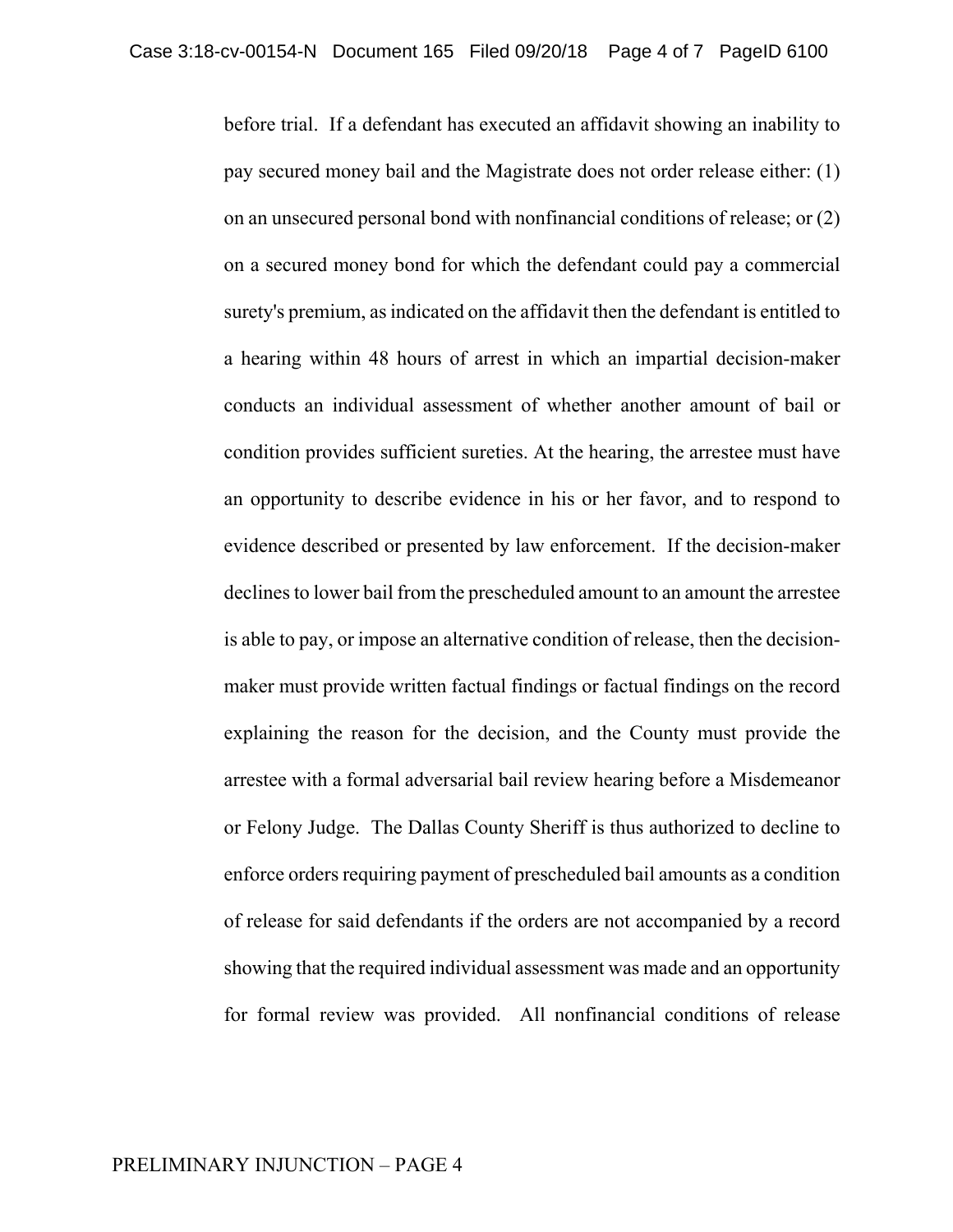before trial. If a defendant has executed an affidavit showing an inability to pay secured money bail and the Magistrate does not order release either: (1) on an unsecured personal bond with nonfinancial conditions of release; or (2) on a secured money bond for which the defendant could pay a commercial surety's premium, as indicated on the affidavit then the defendant is entitled to a hearing within 48 hours of arrest in which an impartial decision-maker conducts an individual assessment of whether another amount of bail or condition provides sufficient sureties. At the hearing, the arrestee must have an opportunity to describe evidence in his or her favor, and to respond to evidence described or presented by law enforcement. If the decision-maker declines to lower bail from the prescheduled amount to an amount the arrestee is able to pay, or impose an alternative condition of release, then the decision-maker must provide written factual findings or factual findings on the record explaining the reason for the decision, and the County must provide the arrestee with a formal adversarial bail review hearing before a Misdemeanor or Felony Judge. The Dallas County Sheriff is thus authorized to decline to enforce orders requiring payment of prescheduled bail amounts as a condition of release for said defendants if the orders are not accompanied by a record showing that the required individual assessment was made and an opportunity for formal review was provided. All nonfinancial conditions of release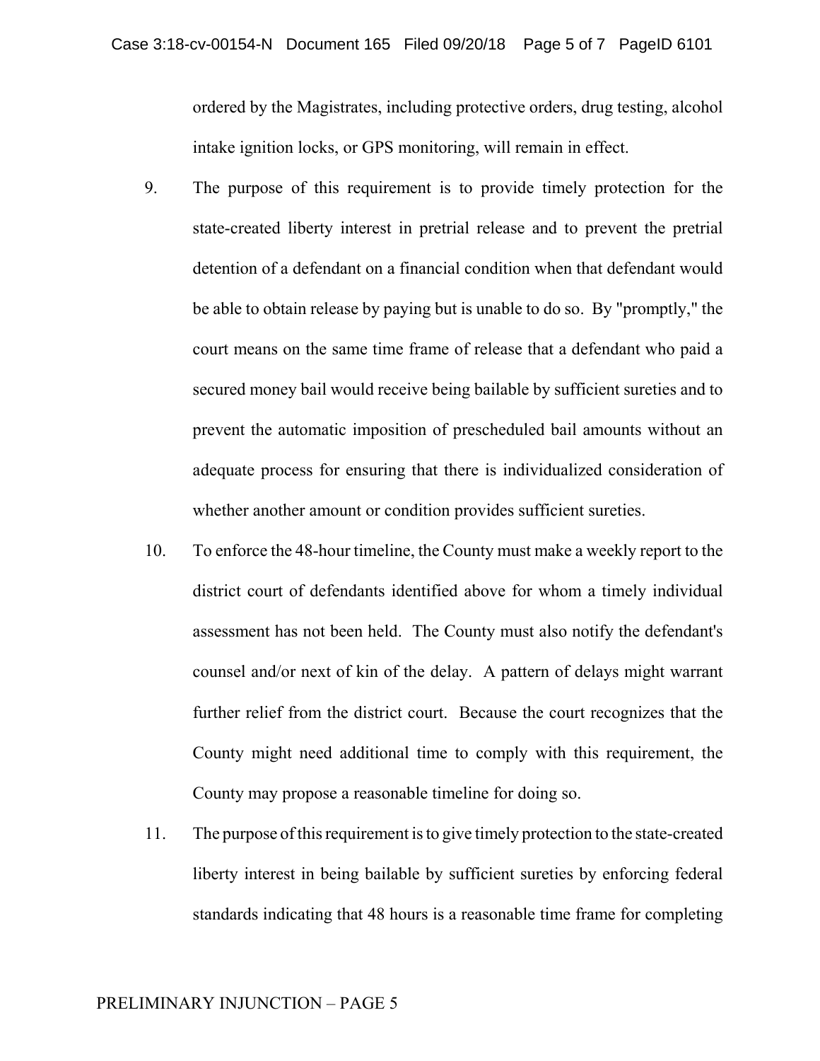ordered by the Magistrates, including protective orders, drug testing, alcohol intake ignition locks, or GPS monitoring, will remain in effect.

9. The purpose of this requirement is to provide timely protection for the state-created liberty interest in pretrial release and to prevent the pretrial detention of a defendant on a financial condition when that defendant would be able to obtain release by paying but is unable to do so. By "promptly," the court means on the same time frame of release that a defendant who paid a secured money bail would receive being bailable by sufficient sureties and to prevent the automatic imposition of prescheduled bail amounts without an adequate process for ensuring that there is individualized consideration of whether another amount or condition provides sufficient sureties.

10. To enforce the 48-hour timeline, the County must make a weekly report to the district court of defendants identified above for whom a timely individual assessment has not been held. The County must also notify the defendant's counsel and/or next of kin of the delay. A pattern of delays might warrant further relief from the district court. Because the court recognizes that the County might need additional time to comply with this requirement, the County may propose a reasonable timeline for doing so.

11. The purpose of this requirement is to give timely protection to the state-created liberty interest in being bailable by sufficient sureties by enforcing federal standards indicating that 48 hours is a reasonable time frame for completing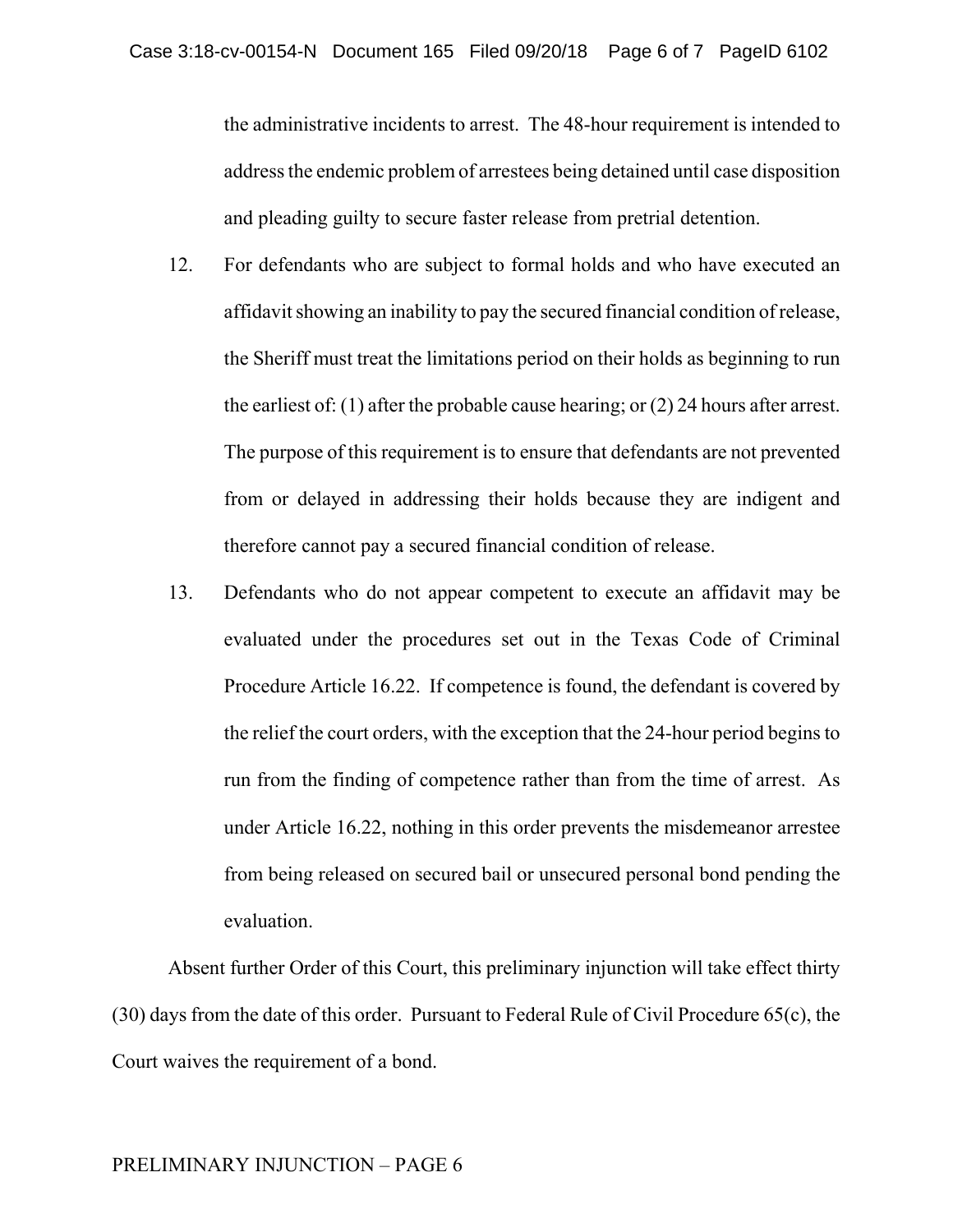the administrative incidents to arrest. The 48-hour requirement is intended to address the endemic problem of arrestees being detained until case disposition and pleading guilty to secure faster release from pretrial detention.

12. For defendants who are subject to formal holds and who have executed an affidavit showing an inability to pay the secured financial condition of release, the Sheriff must treat the limitations period on their holds as beginning to run the earliest of: (1) after the probable cause hearing; or (2) 24 hours after arrest. The purpose of this requirement is to ensure that defendants are not prevented from or delayed in addressing their holds because they are indigent and therefore cannot pay a secured financial condition of release.

13. Defendants who do not appear competent to execute an affidavit may be evaluated under the procedures set out in the Texas Code of Criminal Procedure Article 16.22. If competence is found, the defendant is covered by the relief the court orders, with the exception that the 24-hour period begins to run from the finding of competence rather than from the time of arrest. As under Article 16.22, nothing in this order prevents the misdemeanor arrestee from being released on secured bail or unsecured personal bond pending the evaluation.

Absent further Order of this Court, this preliminary injunction will take effect thirty (30) days from the date of this order. Pursuant to Federal Rule of Civil Procedure 65(c), the Court waives the requirement of a bond.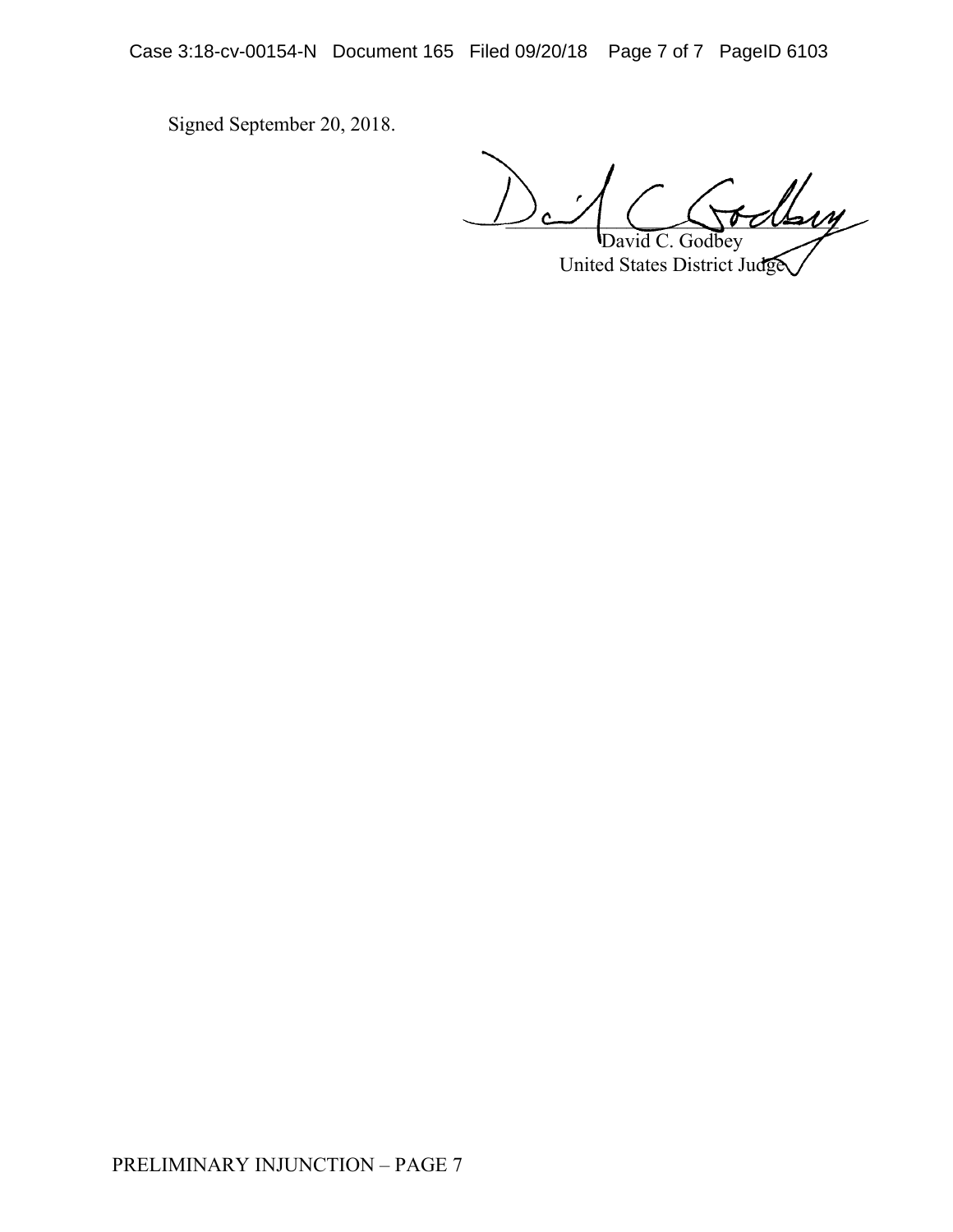Signed September 20, 2018.

David C. Godbey
United States District Judge